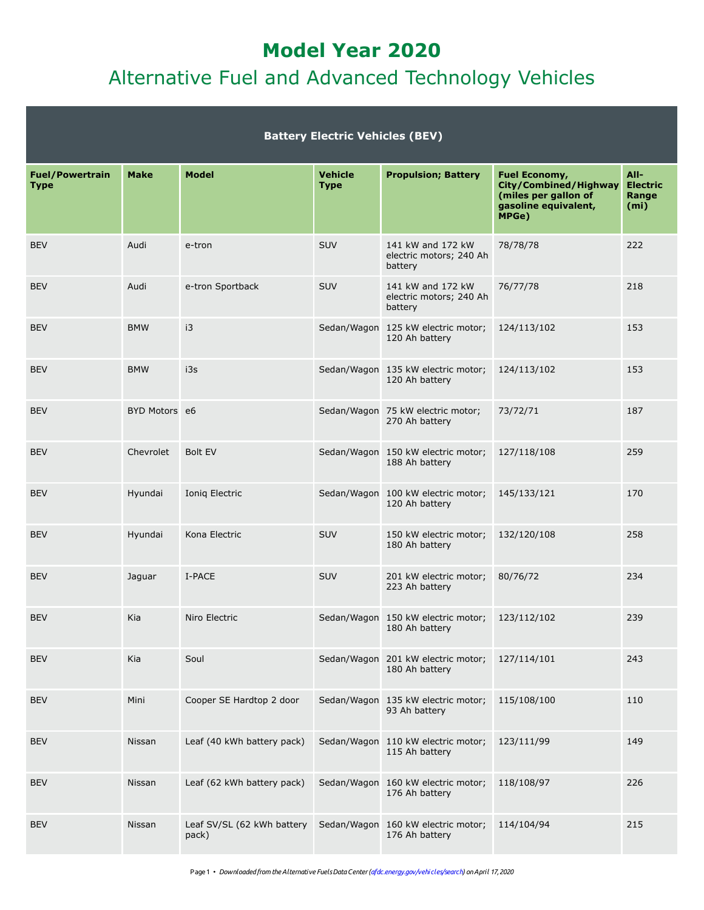# Model Year 2020

## Alternative Fuel and Advanced Technology Vehicles

| Battery Electric Vehicles (BEV) | | | | | | |
|---|---|---|---|---|---|---|
| **Fuel/Powertrain Type** | **Make** | **Model** | **Vehicle Type** | **Propulsion; Battery** | **Fuel Economy, City/Combined/Highway (miles per gallon of gasoline equivalent, MPGe)** | **All-Electric Range (mi)** |
| BEV | Audi | e-tron | SUV | 141 kW and 172 kW electric motors; 240 Ah battery | 78/78/78 | 222 |
| BEV | Audi | e-tron Sportback | SUV | 141 kW and 172 kW electric motors; 240 Ah battery | 76/77/78 | 218 |
| BEV | BMW | i3 | Sedan/Wagon | 125 kW electric motor; 120 Ah battery | 124/113/102 | 153 |
| BEV | BMW | i3s | Sedan/Wagon | 135 kW electric motor; 120 Ah battery | 124/113/102 | 153 |
| BEV | BYD Motors | e6 | Sedan/Wagon | 75 kW electric motor; 270 Ah battery | 73/72/71 | 187 |
| BEV | Chevrolet | Bolt EV | Sedan/Wagon | 150 kW electric motor; 188 Ah battery | 127/118/108 | 259 |
| BEV | Hyundai | Ioniq Electric | Sedan/Wagon | 100 kW electric motor; 120 Ah battery | 145/133/121 | 170 |
| BEV | Hyundai | Kona Electric | SUV | 150 kW electric motor; 180 Ah battery | 132/120/108 | 258 |
| BEV | Jaguar | I-PACE | SUV | 201 kW electric motor; 223 Ah battery | 80/76/72 | 234 |
| BEV | Kia | Niro Electric | Sedan/Wagon | 150 kW electric motor; 180 Ah battery | 123/112/102 | 239 |
| BEV | Kia | Soul | Sedan/Wagon | 201 kW electric motor; 180 Ah battery | 127/114/101 | 243 |
| BEV | Mini | Cooper SE Hardtop 2 door | Sedan/Wagon | 135 kW electric motor; 93 Ah battery | 115/108/100 | 110 |
| BEV | Nissan | Leaf (40 kWh battery pack) | Sedan/Wagon | 110 kW electric motor; 115 Ah battery | 123/111/99 | 149 |
| BEV | Nissan | Leaf (62 kWh battery pack) | Sedan/Wagon | 160 kW electric motor; 176 Ah battery | 118/108/97 | 226 |
| BEV | Nissan | Leaf SV/SL (62 kWh battery pack) | Sedan/Wagon | 160 kW electric motor; 176 Ah battery | 114/104/94 | 215 |

*Downloaded from the Alternative Fuels Data Center (afdc.energy.gov/vehicles/search) on April 17, 2020*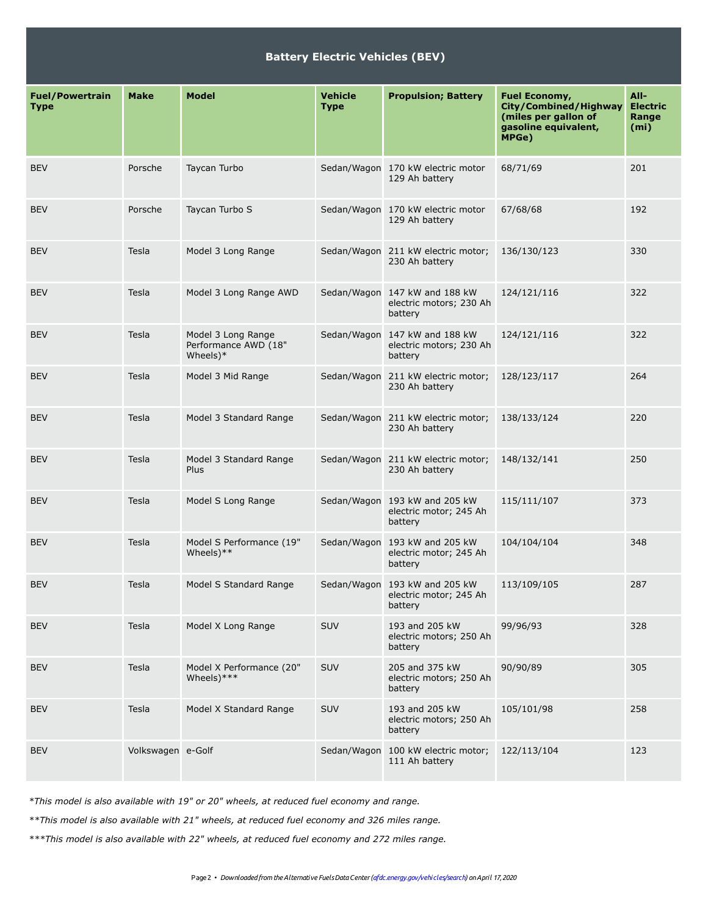## Battery Electric Vehicles (BEV)

| Fuel/Powertrain Type | Make | Model | Vehicle Type | Propulsion; Battery | Fuel Economy, City/Combined/Highway (miles per gallon of gasoline equivalent, MPGe) | All-Electric Range (mi) |
|---|---|---|---|---|---|---|
| BEV | Porsche | Taycan Turbo | Sedan/Wagon | 170 kW electric motor 129 Ah battery | 68/71/69 | 201 |
| BEV | Porsche | Taycan Turbo S | Sedan/Wagon | 170 kW electric motor 129 Ah battery | 67/68/68 | 192 |
| BEV | Tesla | Model 3 Long Range | Sedan/Wagon | 211 kW electric motor; 230 Ah battery | 136/130/123 | 330 |
| BEV | Tesla | Model 3 Long Range AWD | Sedan/Wagon | 147 kW and 188 kW electric motors; 230 Ah battery | 124/121/116 | 322 |
| BEV | Tesla | Model 3 Long Range Performance AWD (18" Wheels)* | Sedan/Wagon | 147 kW and 188 kW electric motors; 230 Ah battery | 124/121/116 | 322 |
| BEV | Tesla | Model 3 Mid Range | Sedan/Wagon | 211 kW electric motor; 230 Ah battery | 128/123/117 | 264 |
| BEV | Tesla | Model 3 Standard Range | Sedan/Wagon | 211 kW electric motor; 230 Ah battery | 138/133/124 | 220 |
| BEV | Tesla | Model 3 Standard Range Plus | Sedan/Wagon | 211 kW electric motor; 230 Ah battery | 148/132/141 | 250 |
| BEV | Tesla | Model S Long Range | Sedan/Wagon | 193 kW and 205 kW electric motor; 245 Ah battery | 115/111/107 | 373 |
| BEV | Tesla | Model S Performance (19" Wheels)** | Sedan/Wagon | 193 kW and 205 kW electric motor; 245 Ah battery | 104/104/104 | 348 |
| BEV | Tesla | Model S Standard Range | Sedan/Wagon | 193 kW and 205 kW electric motor; 245 Ah battery | 113/109/105 | 287 |
| BEV | Tesla | Model X Long Range | SUV | 193 and 205 kW electric motors; 250 Ah battery | 99/96/93 | 328 |
| BEV | Tesla | Model X Performance (20" Wheels)*** | SUV | 205 and 375 kW electric motors; 250 Ah battery | 90/90/89 | 305 |
| BEV | Tesla | Model X Standard Range | SUV | 193 and 205 kW electric motors; 250 Ah battery | 105/101/98 | 258 |
| BEV | Volkswagen | e-Golf | Sedan/Wagon | 100 kW electric motor; 111 Ah battery | 122/113/104 | 123 |

*\*This model is also available with 19" or 20" wheels, at reduced fuel economy and range.*

*\*\*This model is also available with 21" wheels, at reduced fuel economy and 326 miles range.*

*\*\*\*This model is also available with 22" wheels, at reduced fuel economy and 272 miles range.*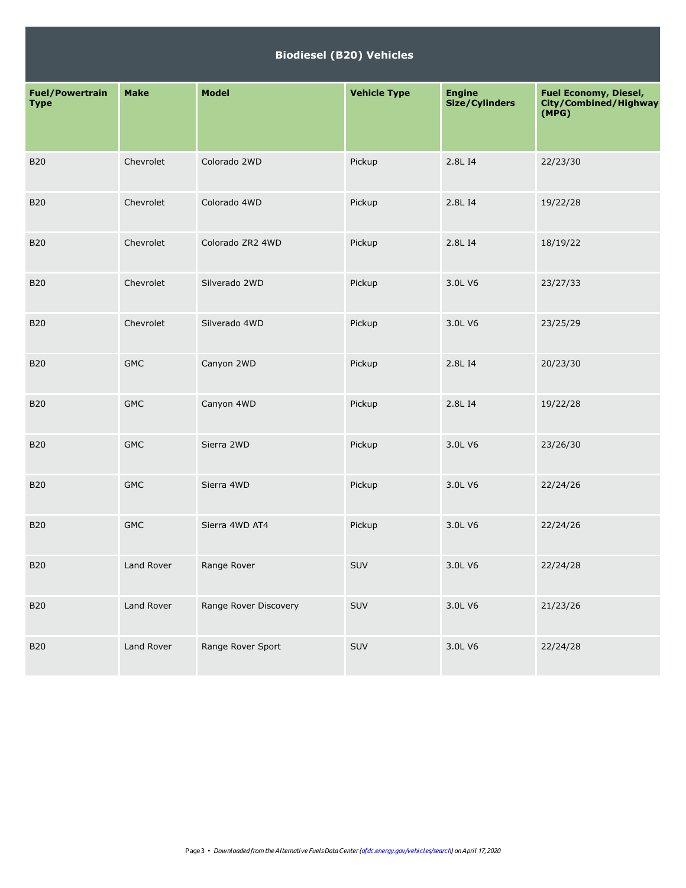| Biodiesel (B20) Vehicles | | | | | |
|---|---|---|---|---|---|
| **Fuel/Powertrain Type** | **Make** | **Model** | **Vehicle Type** | **Engine Size/Cylinders** | **Fuel Economy, Diesel, City/Combined/Highway (MPG)** |
| B20 | Chevrolet | Colorado 2WD | Pickup | 2.8L I4 | 22/23/30 |
| B20 | Chevrolet | Colorado 4WD | Pickup | 2.8L I4 | 19/22/28 |
| B20 | Chevrolet | Colorado ZR2 4WD | Pickup | 2.8L I4 | 18/19/22 |
| B20 | Chevrolet | Silverado 2WD | Pickup | 3.0L V6 | 23/27/33 |
| B20 | Chevrolet | Silverado 4WD | Pickup | 3.0L V6 | 23/25/29 |
| B20 | GMC | Canyon 2WD | Pickup | 2.8L I4 | 20/23/30 |
| B20 | GMC | Canyon 4WD | Pickup | 2.8L I4 | 19/22/28 |
| B20 | GMC | Sierra 2WD | Pickup | 3.0L V6 | 23/26/30 |
| B20 | GMC | Sierra 4WD | Pickup | 3.0L V6 | 22/24/26 |
| B20 | GMC | Sierra 4WD AT4 | Pickup | 3.0L V6 | 22/24/26 |
| B20 | Land Rover | Range Rover | SUV | 3.0L V6 | 22/24/28 |
| B20 | Land Rover | Range Rover Discovery | SUV | 3.0L V6 | 21/23/26 |
| B20 | Land Rover | Range Rover Sport | SUV | 3.0L V6 | 22/24/28 |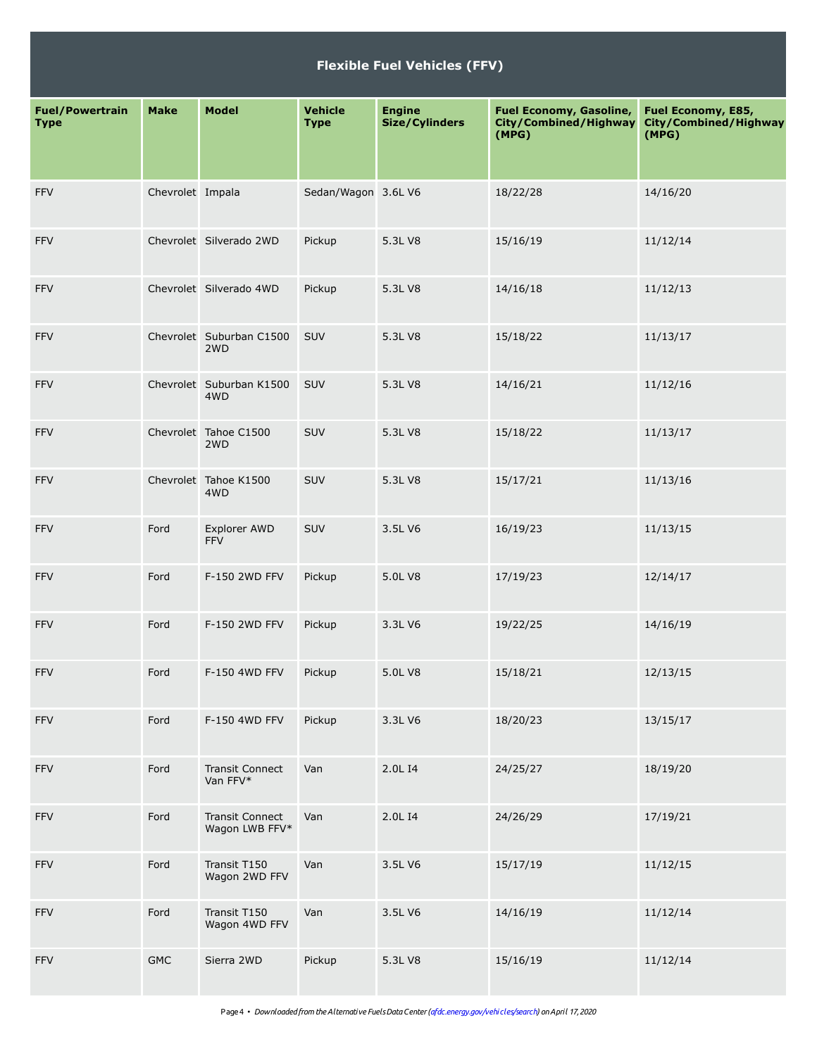| Flexible Fuel Vehicles (FFV) | | | | | | |
|---|---|---|---|---|---|---|
| **Fuel/Powertrain Type** | **Make** | **Model** | **Vehicle Type** | **Engine Size/Cylinders** | **Fuel Economy, Gasoline, City/Combined/Highway (MPG)** | **Fuel Economy, E85, City/Combined/Highway (MPG)** |
| FFV | Chevrolet | Impala | Sedan/Wagon | 3.6L V6 | 18/22/28 | 14/16/20 |
| FFV | Chevrolet | Silverado 2WD | Pickup | 5.3L V8 | 15/16/19 | 11/12/14 |
| FFV | Chevrolet | Silverado 4WD | Pickup | 5.3L V8 | 14/16/18 | 11/12/13 |
| FFV | Chevrolet | Suburban C1500 2WD | SUV | 5.3L V8 | 15/18/22 | 11/13/17 |
| FFV | Chevrolet | Suburban K1500 4WD | SUV | 5.3L V8 | 14/16/21 | 11/12/16 |
| FFV | Chevrolet | Tahoe C1500 2WD | SUV | 5.3L V8 | 15/18/22 | 11/13/17 |
| FFV | Chevrolet | Tahoe K1500 4WD | SUV | 5.3L V8 | 15/17/21 | 11/13/16 |
| FFV | Ford | Explorer AWD FFV | SUV | 3.5L V6 | 16/19/23 | 11/13/15 |
| FFV | Ford | F-150 2WD FFV | Pickup | 5.0L V8 | 17/19/23 | 12/14/17 |
| FFV | Ford | F-150 2WD FFV | Pickup | 3.3L V6 | 19/22/25 | 14/16/19 |
| FFV | Ford | F-150 4WD FFV | Pickup | 5.0L V8 | 15/18/21 | 12/13/15 |
| FFV | Ford | F-150 4WD FFV | Pickup | 3.3L V6 | 18/20/23 | 13/15/17 |
| FFV | Ford | Transit Connect Van FFV* | Van | 2.0L I4 | 24/25/27 | 18/19/20 |
| FFV | Ford | Transit Connect Wagon LWB FFV* | Van | 2.0L I4 | 24/26/29 | 17/19/21 |
| FFV | Ford | Transit T150 Wagon 2WD FFV | Van | 3.5L V6 | 15/17/19 | 11/12/15 |
| FFV | Ford | Transit T150 Wagon 4WD FFV | Van | 3.5L V6 | 14/16/19 | 11/12/14 |
| FFV | GMC | Sierra 2WD | Pickup | 5.3L V8 | 15/16/19 | 11/12/14 |

*Downloaded from the Alternative Fuels Data Center (afdc.energy.gov/vehicles/search) on April 17, 2020*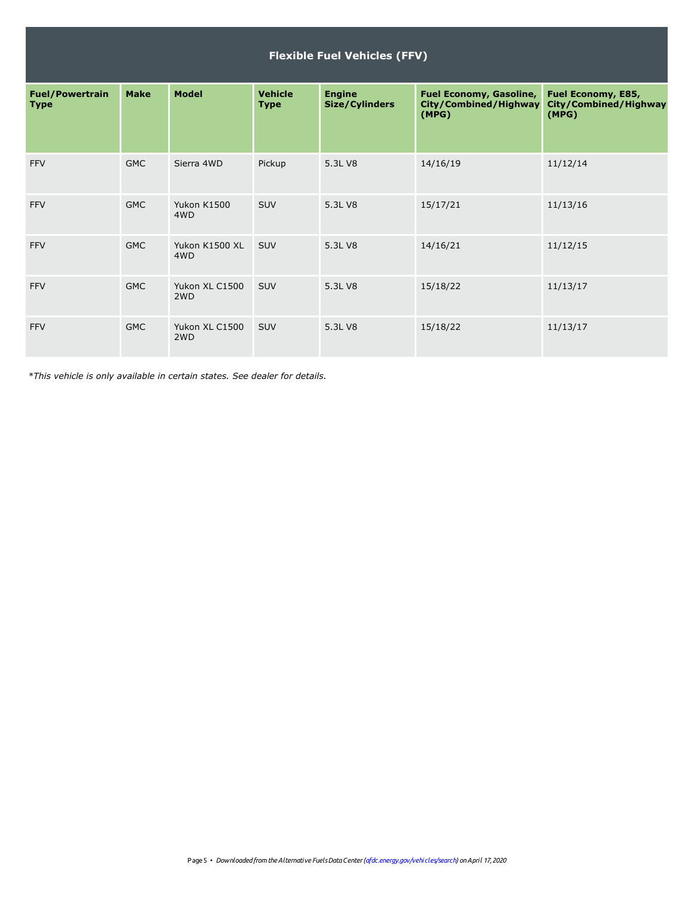## Flexible Fuel Vehicles (FFV)

| Fuel/Powertrain Type | Make | Model | Vehicle Type | Engine Size/Cylinders | Fuel Economy, Gasoline, City/Combined/Highway (MPG) | Fuel Economy, E85, City/Combined/Highway (MPG) |
|---|---|---|---|---|---|---|
| FFV | GMC | Sierra 4WD | Pickup | 5.3L V8 | 14/16/19 | 11/12/14 |
| FFV | GMC | Yukon K1500 4WD | SUV | 5.3L V8 | 15/17/21 | 11/13/16 |
| FFV | GMC | Yukon K1500 XL 4WD | SUV | 5.3L V8 | 14/16/21 | 11/12/15 |
| FFV | GMC | Yukon XL C1500 2WD | SUV | 5.3L V8 | 15/18/22 | 11/13/17 |
| FFV | GMC | Yukon XL C1500 2WD | SUV | 5.3L V8 | 15/18/22 | 11/13/17 |

*\*This vehicle is only available in certain states. See dealer for details.*

*Downloaded from the Alternative Fuels Data Center (afdc.energy.gov/vehicles/search) on April 17, 2020*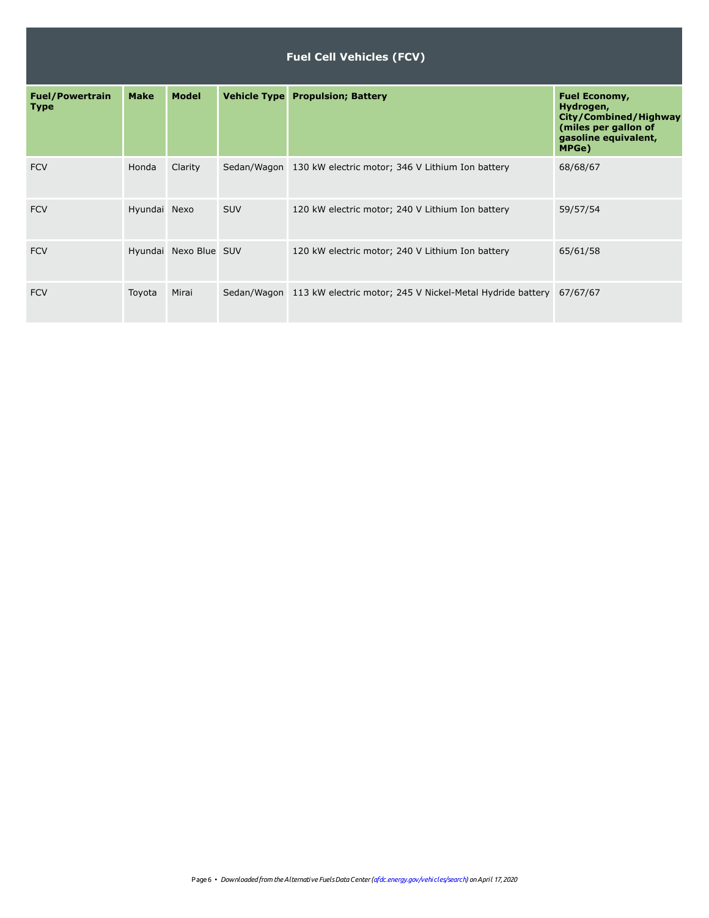## Fuel Cell Vehicles (FCV)

| Fuel/Powertrain Type | Make | Model | Vehicle Type | Propulsion; Battery | Fuel Economy, Hydrogen, City/Combined/Highway (miles per gallon of gasoline equivalent, MPGe) |
|---|---|---|---|---|---|
| FCV | Honda | Clarity | Sedan/Wagon | 130 kW electric motor; 346 V Lithium Ion battery | 68/68/67 |
| FCV | Hyundai | Nexo | SUV | 120 kW electric motor; 240 V Lithium Ion battery | 59/57/54 |
| FCV | Hyundai | Nexo Blue | SUV | 120 kW electric motor; 240 V Lithium Ion battery | 65/61/58 |
| FCV | Toyota | Mirai | Sedan/Wagon | 113 kW electric motor; 245 V Nickel-Metal Hydride battery | 67/67/67 |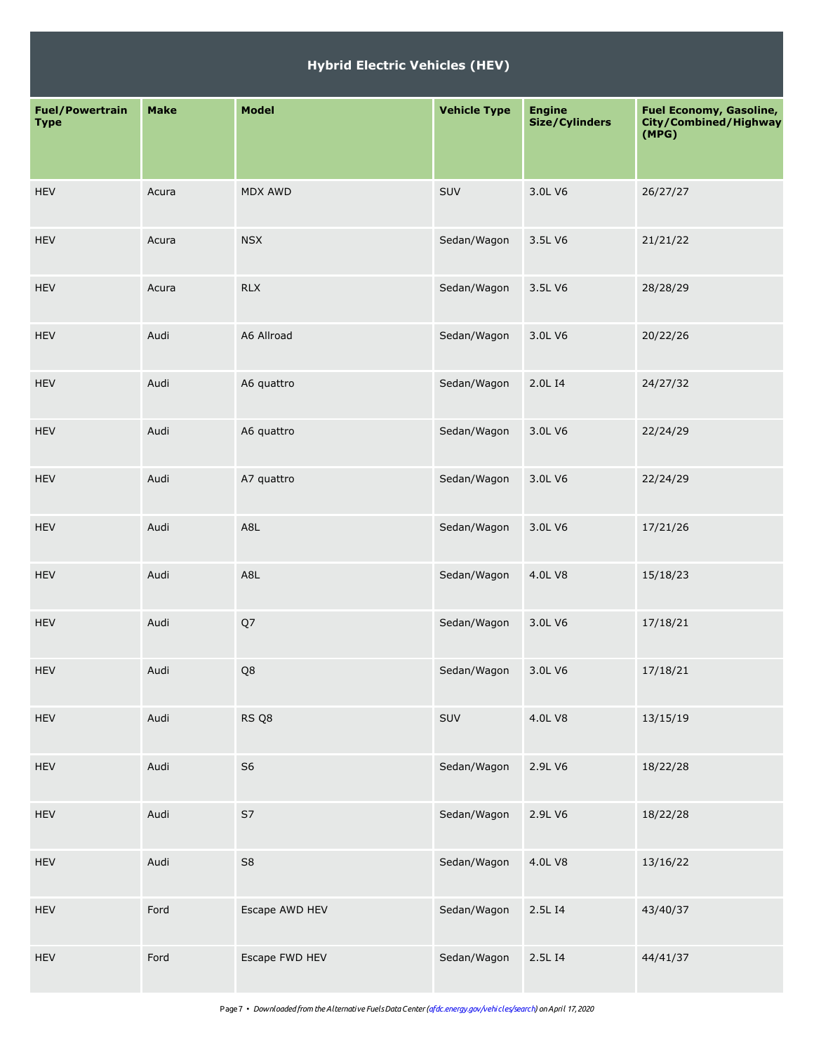| Hybrid Electric Vehicles (HEV) | | | | | |
|---|---|---|---|---|---|
| **Fuel/Powertrain Type** | **Make** | **Model** | **Vehicle Type** | **Engine Size/Cylinders** | **Fuel Economy, Gasoline, City/Combined/Highway (MPG)** |
| HEV | Acura | MDX AWD | SUV | 3.0L V6 | 26/27/27 |
| HEV | Acura | NSX | Sedan/Wagon | 3.5L V6 | 21/21/22 |
| HEV | Acura | RLX | Sedan/Wagon | 3.5L V6 | 28/28/29 |
| HEV | Audi | A6 Allroad | Sedan/Wagon | 3.0L V6 | 20/22/26 |
| HEV | Audi | A6 quattro | Sedan/Wagon | 2.0L I4 | 24/27/32 |
| HEV | Audi | A6 quattro | Sedan/Wagon | 3.0L V6 | 22/24/29 |
| HEV | Audi | A7 quattro | Sedan/Wagon | 3.0L V6 | 22/24/29 |
| HEV | Audi | A8L | Sedan/Wagon | 3.0L V6 | 17/21/26 |
| HEV | Audi | A8L | Sedan/Wagon | 4.0L V8 | 15/18/23 |
| HEV | Audi | Q7 | Sedan/Wagon | 3.0L V6 | 17/18/21 |
| HEV | Audi | Q8 | Sedan/Wagon | 3.0L V6 | 17/18/21 |
| HEV | Audi | RS Q8 | SUV | 4.0L V8 | 13/15/19 |
| HEV | Audi | S6 | Sedan/Wagon | 2.9L V6 | 18/22/28 |
| HEV | Audi | S7 | Sedan/Wagon | 2.9L V6 | 18/22/28 |
| HEV | Audi | S8 | Sedan/Wagon | 4.0L V8 | 13/16/22 |
| HEV | Ford | Escape AWD HEV | Sedan/Wagon | 2.5L I4 | 43/40/37 |
| HEV | Ford | Escape FWD HEV | Sedan/Wagon | 2.5L I4 | 44/41/37 |

*Downloaded from the Alternative Fuels Data Center (afdc.energy.gov/vehicles/search) on April 17, 2020*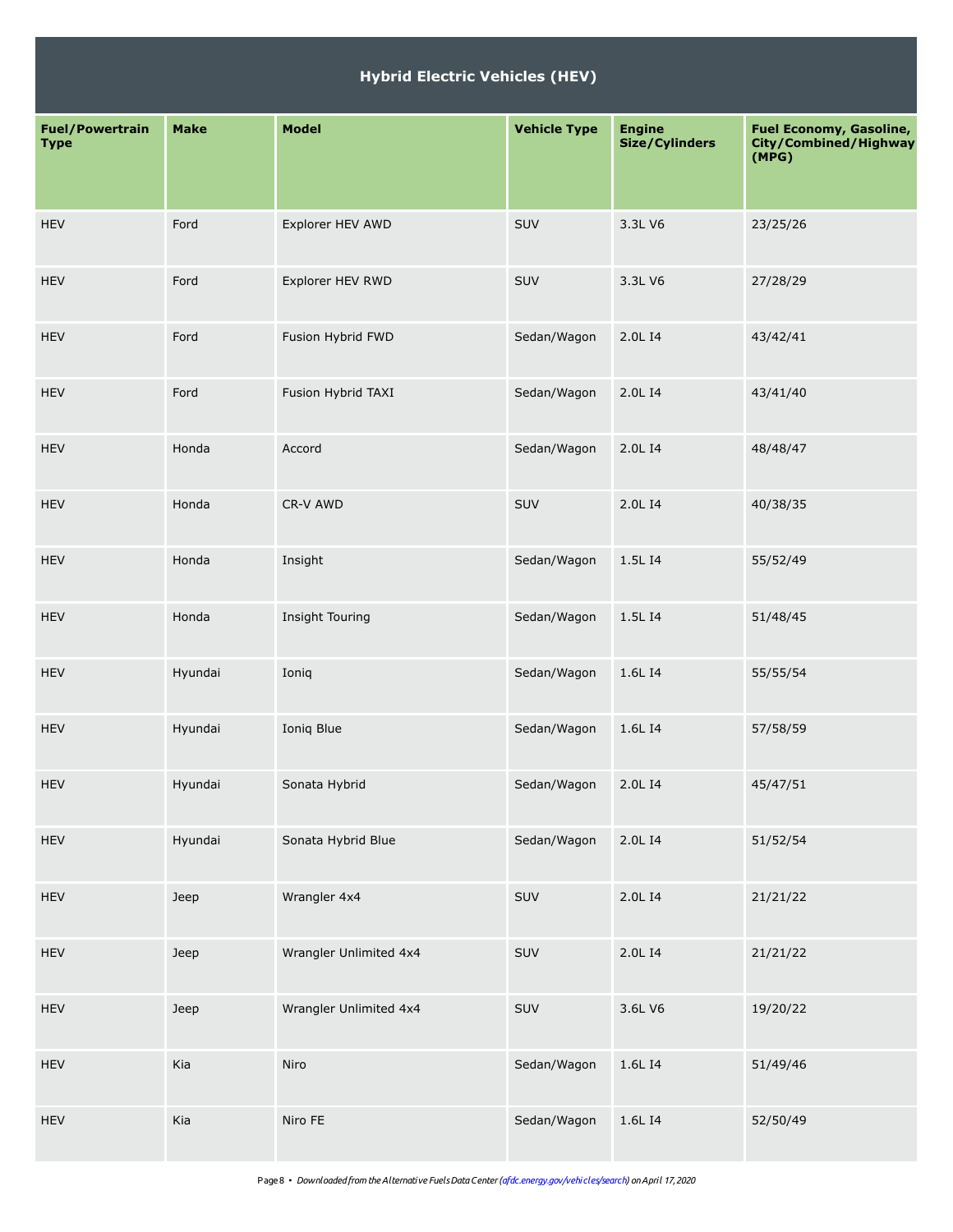| Hybrid Electric Vehicles (HEV) | | | | | |
|---|---|---|---|---|---|
| **Fuel/Powertrain Type** | **Make** | **Model** | **Vehicle Type** | **Engine Size/Cylinders** | **Fuel Economy, Gasoline, City/Combined/Highway (MPG)** |
| HEV | Ford | Explorer HEV AWD | SUV | 3.3L V6 | 23/25/26 |
| HEV | Ford | Explorer HEV RWD | SUV | 3.3L V6 | 27/28/29 |
| HEV | Ford | Fusion Hybrid FWD | Sedan/Wagon | 2.0L I4 | 43/42/41 |
| HEV | Ford | Fusion Hybrid TAXI | Sedan/Wagon | 2.0L I4 | 43/41/40 |
| HEV | Honda | Accord | Sedan/Wagon | 2.0L I4 | 48/48/47 |
| HEV | Honda | CR-V AWD | SUV | 2.0L I4 | 40/38/35 |
| HEV | Honda | Insight | Sedan/Wagon | 1.5L I4 | 55/52/49 |
| HEV | Honda | Insight Touring | Sedan/Wagon | 1.5L I4 | 51/48/45 |
| HEV | Hyundai | Ioniq | Sedan/Wagon | 1.6L I4 | 55/55/54 |
| HEV | Hyundai | Ioniq Blue | Sedan/Wagon | 1.6L I4 | 57/58/59 |
| HEV | Hyundai | Sonata Hybrid | Sedan/Wagon | 2.0L I4 | 45/47/51 |
| HEV | Hyundai | Sonata Hybrid Blue | Sedan/Wagon | 2.0L I4 | 51/52/54 |
| HEV | Jeep | Wrangler 4x4 | SUV | 2.0L I4 | 21/21/22 |
| HEV | Jeep | Wrangler Unlimited 4x4 | SUV | 2.0L I4 | 21/21/22 |
| HEV | Jeep | Wrangler Unlimited 4x4 | SUV | 3.6L V6 | 19/20/22 |
| HEV | Kia | Niro | Sedan/Wagon | 1.6L I4 | 51/49/46 |
| HEV | Kia | Niro FE | Sedan/Wagon | 1.6L I4 | 52/50/49 |

*Downloaded from the Alternative Fuels Data Center (afdc.energy.gov/vehicles/search) on April 17, 2020*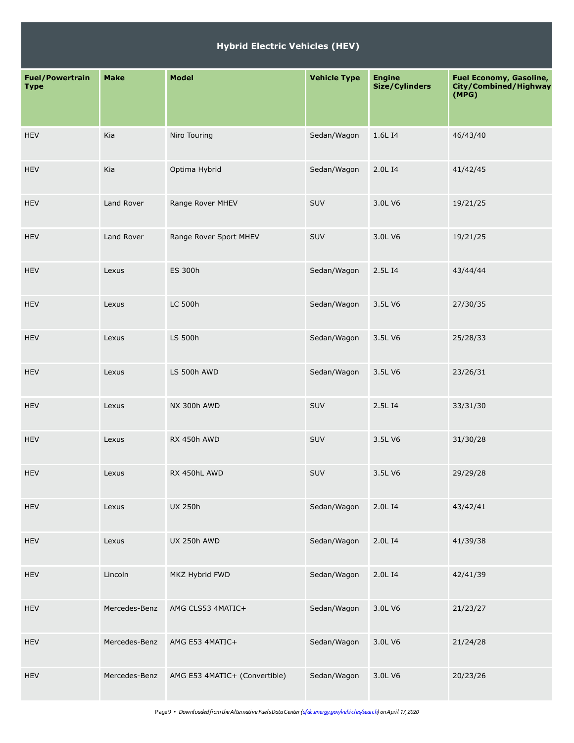## Hybrid Electric Vehicles (HEV)

| Fuel/Powertrain Type | Make | Model | Vehicle Type | Engine Size/Cylinders | Fuel Economy, Gasoline, City/Combined/Highway (MPG) |
|---|---|---|---|---|---|
| HEV | Kia | Niro Touring | Sedan/Wagon | 1.6L I4 | 46/43/40 |
| HEV | Kia | Optima Hybrid | Sedan/Wagon | 2.0L I4 | 41/42/45 |
| HEV | Land Rover | Range Rover MHEV | SUV | 3.0L V6 | 19/21/25 |
| HEV | Land Rover | Range Rover Sport MHEV | SUV | 3.0L V6 | 19/21/25 |
| HEV | Lexus | ES 300h | Sedan/Wagon | 2.5L I4 | 43/44/44 |
| HEV | Lexus | LC 500h | Sedan/Wagon | 3.5L V6 | 27/30/35 |
| HEV | Lexus | LS 500h | Sedan/Wagon | 3.5L V6 | 25/28/33 |
| HEV | Lexus | LS 500h AWD | Sedan/Wagon | 3.5L V6 | 23/26/31 |
| HEV | Lexus | NX 300h AWD | SUV | 2.5L I4 | 33/31/30 |
| HEV | Lexus | RX 450h AWD | SUV | 3.5L V6 | 31/30/28 |
| HEV | Lexus | RX 450hL AWD | SUV | 3.5L V6 | 29/29/28 |
| HEV | Lexus | UX 250h | Sedan/Wagon | 2.0L I4 | 43/42/41 |
| HEV | Lexus | UX 250h AWD | Sedan/Wagon | 2.0L I4 | 41/39/38 |
| HEV | Lincoln | MKZ Hybrid FWD | Sedan/Wagon | 2.0L I4 | 42/41/39 |
| HEV | Mercedes-Benz | AMG CLS53 4MATIC+ | Sedan/Wagon | 3.0L V6 | 21/23/27 |
| HEV | Mercedes-Benz | AMG E53 4MATIC+ | Sedan/Wagon | 3.0L V6 | 21/24/28 |
| HEV | Mercedes-Benz | AMG E53 4MATIC+ (Convertible) | Sedan/Wagon | 3.0L V6 | 20/23/26 |

*Downloaded from the Alternative Fuels Data Center (afdc.energy.gov/vehicles/search) on April 17, 2020*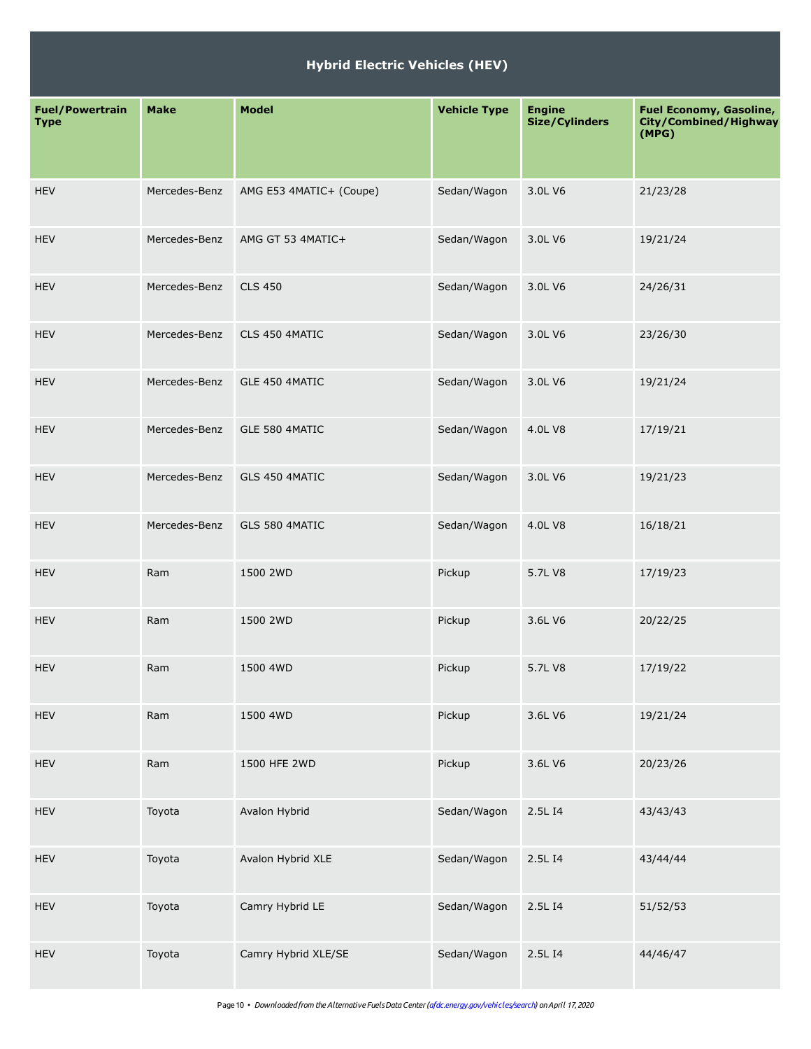| Hybrid Electric Vehicles (HEV) | | | | | |
|---|---|---|---|---|---|
| **Fuel/Powertrain Type** | **Make** | **Model** | **Vehicle Type** | **Engine Size/Cylinders** | **Fuel Economy, Gasoline, City/Combined/Highway (MPG)** |
| HEV | Mercedes-Benz | AMG E53 4MATIC+ (Coupe) | Sedan/Wagon | 3.0L V6 | 21/23/28 |
| HEV | Mercedes-Benz | AMG GT 53 4MATIC+ | Sedan/Wagon | 3.0L V6 | 19/21/24 |
| HEV | Mercedes-Benz | CLS 450 | Sedan/Wagon | 3.0L V6 | 24/26/31 |
| HEV | Mercedes-Benz | CLS 450 4MATIC | Sedan/Wagon | 3.0L V6 | 23/26/30 |
| HEV | Mercedes-Benz | GLE 450 4MATIC | Sedan/Wagon | 3.0L V6 | 19/21/24 |
| HEV | Mercedes-Benz | GLE 580 4MATIC | Sedan/Wagon | 4.0L V8 | 17/19/21 |
| HEV | Mercedes-Benz | GLS 450 4MATIC | Sedan/Wagon | 3.0L V6 | 19/21/23 |
| HEV | Mercedes-Benz | GLS 580 4MATIC | Sedan/Wagon | 4.0L V8 | 16/18/21 |
| HEV | Ram | 1500 2WD | Pickup | 5.7L V8 | 17/19/23 |
| HEV | Ram | 1500 2WD | Pickup | 3.6L V6 | 20/22/25 |
| HEV | Ram | 1500 4WD | Pickup | 5.7L V8 | 17/19/22 |
| HEV | Ram | 1500 4WD | Pickup | 3.6L V6 | 19/21/24 |
| HEV | Ram | 1500 HFE 2WD | Pickup | 3.6L V6 | 20/23/26 |
| HEV | Toyota | Avalon Hybrid | Sedan/Wagon | 2.5L I4 | 43/43/43 |
| HEV | Toyota | Avalon Hybrid XLE | Sedan/Wagon | 2.5L I4 | 43/44/44 |
| HEV | Toyota | Camry Hybrid LE | Sedan/Wagon | 2.5L I4 | 51/52/53 |
| HEV | Toyota | Camry Hybrid XLE/SE | Sedan/Wagon | 2.5L I4 | 44/46/47 |

*Downloaded from the Alternative Fuels Data Center (afdc.energy.gov/vehicles/search) on April 17, 2020*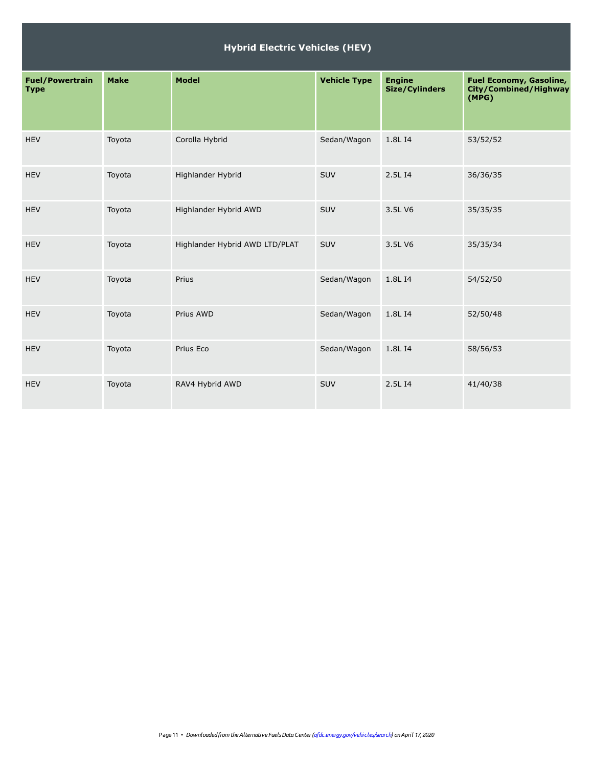| Hybrid Electric Vehicles (HEV) | | | | | |
|---|---|---|---|---|---|
| **Fuel/Powertrain Type** | **Make** | **Model** | **Vehicle Type** | **Engine Size/Cylinders** | **Fuel Economy, Gasoline, City/Combined/Highway (MPG)** |
| HEV | Toyota | Corolla Hybrid | Sedan/Wagon | 1.8L I4 | 53/52/52 |
| HEV | Toyota | Highlander Hybrid | SUV | 2.5L I4 | 36/36/35 |
| HEV | Toyota | Highlander Hybrid AWD | SUV | 3.5L V6 | 35/35/35 |
| HEV | Toyota | Highlander Hybrid AWD LTD/PLAT | SUV | 3.5L V6 | 35/35/34 |
| HEV | Toyota | Prius | Sedan/Wagon | 1.8L I4 | 54/52/50 |
| HEV | Toyota | Prius AWD | Sedan/Wagon | 1.8L I4 | 52/50/48 |
| HEV | Toyota | Prius Eco | Sedan/Wagon | 1.8L I4 | 58/56/53 |
| HEV | Toyota | RAV4 Hybrid AWD | SUV | 2.5L I4 | 41/40/38 |

*Downloaded from the Alternative Fuels Data Center (afdc.energy.gov/vehicles/search) on April 17, 2020*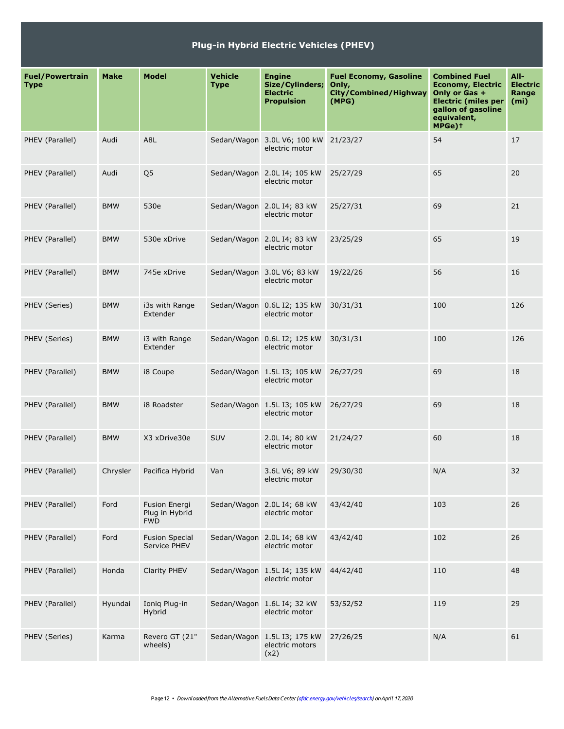## Plug-in Hybrid Electric Vehicles (PHEV)

| Fuel/Powertrain Type | Make | Model | Vehicle Type | Engine Size/Cylinders; Electric Propulsion | Fuel Economy, Gasoline Only, City/Combined/Highway (MPG) | Combined Fuel Economy, Electric Only or Gas + Electric (miles per gallon of gasoline equivalent, MPGe)† | All-Electric Range (mi) |
|---|---|---|---|---|---|---|---|
| PHEV (Parallel) | Audi | A8L | Sedan/Wagon | 3.0L V6; 100 kW electric motor | 21/23/27 | 54 | 17 |
| PHEV (Parallel) | Audi | Q5 | Sedan/Wagon | 2.0L I4; 105 kW electric motor | 25/27/29 | 65 | 20 |
| PHEV (Parallel) | BMW | 530e | Sedan/Wagon | 2.0L I4; 83 kW electric motor | 25/27/31 | 69 | 21 |
| PHEV (Parallel) | BMW | 530e xDrive | Sedan/Wagon | 2.0L I4; 83 kW electric motor | 23/25/29 | 65 | 19 |
| PHEV (Parallel) | BMW | 745e xDrive | Sedan/Wagon | 3.0L V6; 83 kW electric motor | 19/22/26 | 56 | 16 |
| PHEV (Series) | BMW | i3s with Range Extender | Sedan/Wagon | 0.6L I2; 135 kW electric motor | 30/31/31 | 100 | 126 |
| PHEV (Series) | BMW | i3 with Range Extender | Sedan/Wagon | 0.6L I2; 125 kW electric motor | 30/31/31 | 100 | 126 |
| PHEV (Parallel) | BMW | i8 Coupe | Sedan/Wagon | 1.5L I3; 105 kW electric motor | 26/27/29 | 69 | 18 |
| PHEV (Parallel) | BMW | i8 Roadster | Sedan/Wagon | 1.5L I3; 105 kW electric motor | 26/27/29 | 69 | 18 |
| PHEV (Parallel) | BMW | X3 xDrive30e | SUV | 2.0L I4; 80 kW electric motor | 21/24/27 | 60 | 18 |
| PHEV (Parallel) | Chrysler | Pacifica Hybrid | Van | 3.6L V6; 89 kW electric motor | 29/30/30 | N/A | 32 |
| PHEV (Parallel) | Ford | Fusion Energi Plug in Hybrid FWD | Sedan/Wagon | 2.0L I4; 68 kW electric motor | 43/42/40 | 103 | 26 |
| PHEV (Parallel) | Ford | Fusion Special Service PHEV | Sedan/Wagon | 2.0L I4; 68 kW electric motor | 43/42/40 | 102 | 26 |
| PHEV (Parallel) | Honda | Clarity PHEV | Sedan/Wagon | 1.5L I4; 135 kW electric motor | 44/42/40 | 110 | 48 |
| PHEV (Parallel) | Hyundai | Ioniq Plug-in Hybrid | Sedan/Wagon | 1.6L I4; 32 kW electric motor | 53/52/52 | 119 | 29 |
| PHEV (Series) | Karma | Revero GT (21" wheels) | Sedan/Wagon | 1.5L I3; 175 kW electric motors (x2) | 27/26/25 | N/A | 61 |

*Downloaded from the Alternative Fuels Data Center (afdc.energy.gov/vehicles/search) on April 17, 2020*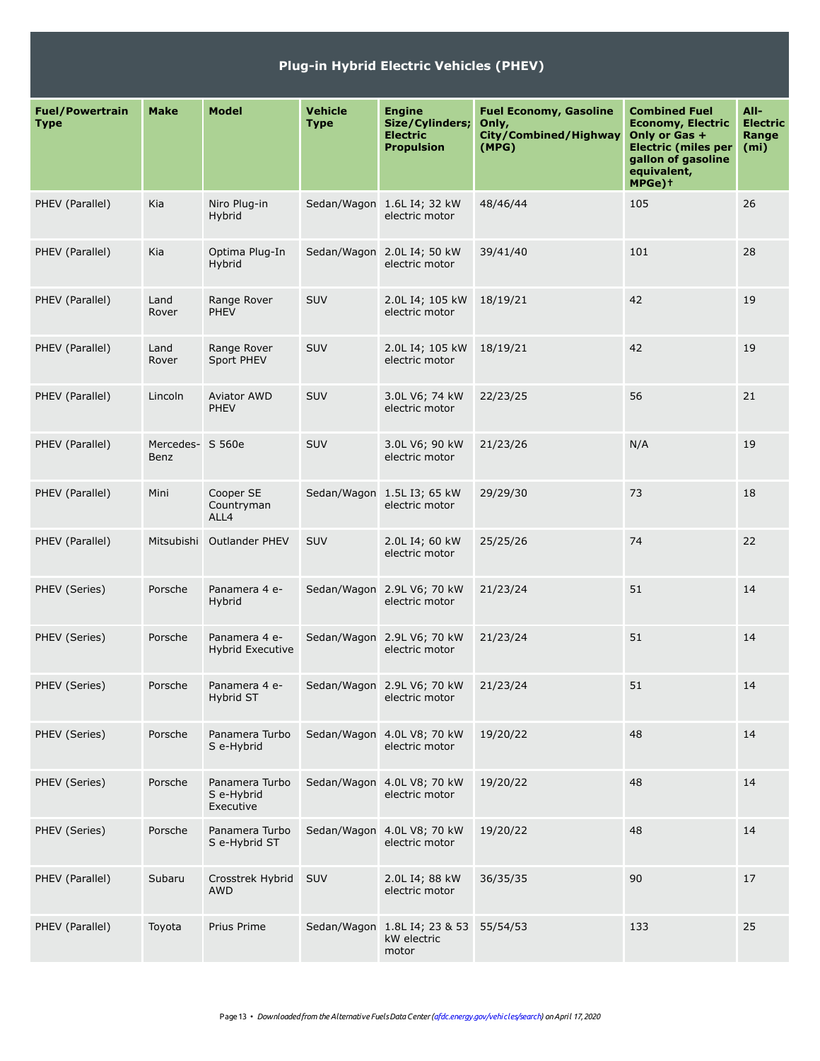## Plug-in Hybrid Electric Vehicles (PHEV)

| Fuel/Powertrain Type | Make | Model | Vehicle Type | Engine Size/Cylinders; Electric Propulsion | Fuel Economy, Gasoline Only, City/Combined/Highway (MPG) | Combined Fuel Economy, Electric Only or Gas + Electric (miles per gallon of gasoline equivalent, MPGe)† | All-Electric Range (mi) |
|---|---|---|---|---|---|---|---|
| PHEV (Parallel) | Kia | Niro Plug-in Hybrid | Sedan/Wagon | 1.6L I4; 32 kW electric motor | 48/46/44 | 105 | 26 |
| PHEV (Parallel) | Kia | Optima Plug-In Hybrid | Sedan/Wagon | 2.0L I4; 50 kW electric motor | 39/41/40 | 101 | 28 |
| PHEV (Parallel) | Land Rover | Range Rover PHEV | SUV | 2.0L I4; 105 kW electric motor | 18/19/21 | 42 | 19 |
| PHEV (Parallel) | Land Rover | Range Rover Sport PHEV | SUV | 2.0L I4; 105 kW electric motor | 18/19/21 | 42 | 19 |
| PHEV (Parallel) | Lincoln | Aviator AWD PHEV | SUV | 3.0L V6; 74 kW electric motor | 22/23/25 | 56 | 21 |
| PHEV (Parallel) | Mercedes-Benz | S 560e | SUV | 3.0L V6; 90 kW electric motor | 21/23/26 | N/A | 19 |
| PHEV (Parallel) | Mini | Cooper SE Countryman ALL4 | Sedan/Wagon | 1.5L I3; 65 kW electric motor | 29/29/30 | 73 | 18 |
| PHEV (Parallel) | Mitsubishi | Outlander PHEV | SUV | 2.0L I4; 60 kW electric motor | 25/25/26 | 74 | 22 |
| PHEV (Series) | Porsche | Panamera 4 e-Hybrid | Sedan/Wagon | 2.9L V6; 70 kW electric motor | 21/23/24 | 51 | 14 |
| PHEV (Series) | Porsche | Panamera 4 e-Hybrid Executive | Sedan/Wagon | 2.9L V6; 70 kW electric motor | 21/23/24 | 51 | 14 |
| PHEV (Series) | Porsche | Panamera 4 e-Hybrid ST | Sedan/Wagon | 2.9L V6; 70 kW electric motor | 21/23/24 | 51 | 14 |
| PHEV (Series) | Porsche | Panamera Turbo S e-Hybrid | Sedan/Wagon | 4.0L V8; 70 kW electric motor | 19/20/22 | 48 | 14 |
| PHEV (Series) | Porsche | Panamera Turbo S e-Hybrid Executive | Sedan/Wagon | 4.0L V8; 70 kW electric motor | 19/20/22 | 48 | 14 |
| PHEV (Series) | Porsche | Panamera Turbo S e-Hybrid ST | Sedan/Wagon | 4.0L V8; 70 kW electric motor | 19/20/22 | 48 | 14 |
| PHEV (Parallel) | Subaru | Crosstrek Hybrid AWD | SUV | 2.0L I4; 88 kW electric motor | 36/35/35 | 90 | 17 |
| PHEV (Parallel) | Toyota | Prius Prime | Sedan/Wagon | 1.8L I4; 23 & 53 kW electric motor | 55/54/53 | 133 | 25 |

*Downloaded from the Alternative Fuels Data Center (afdc.energy.gov/vehicles/search) on April 17, 2020*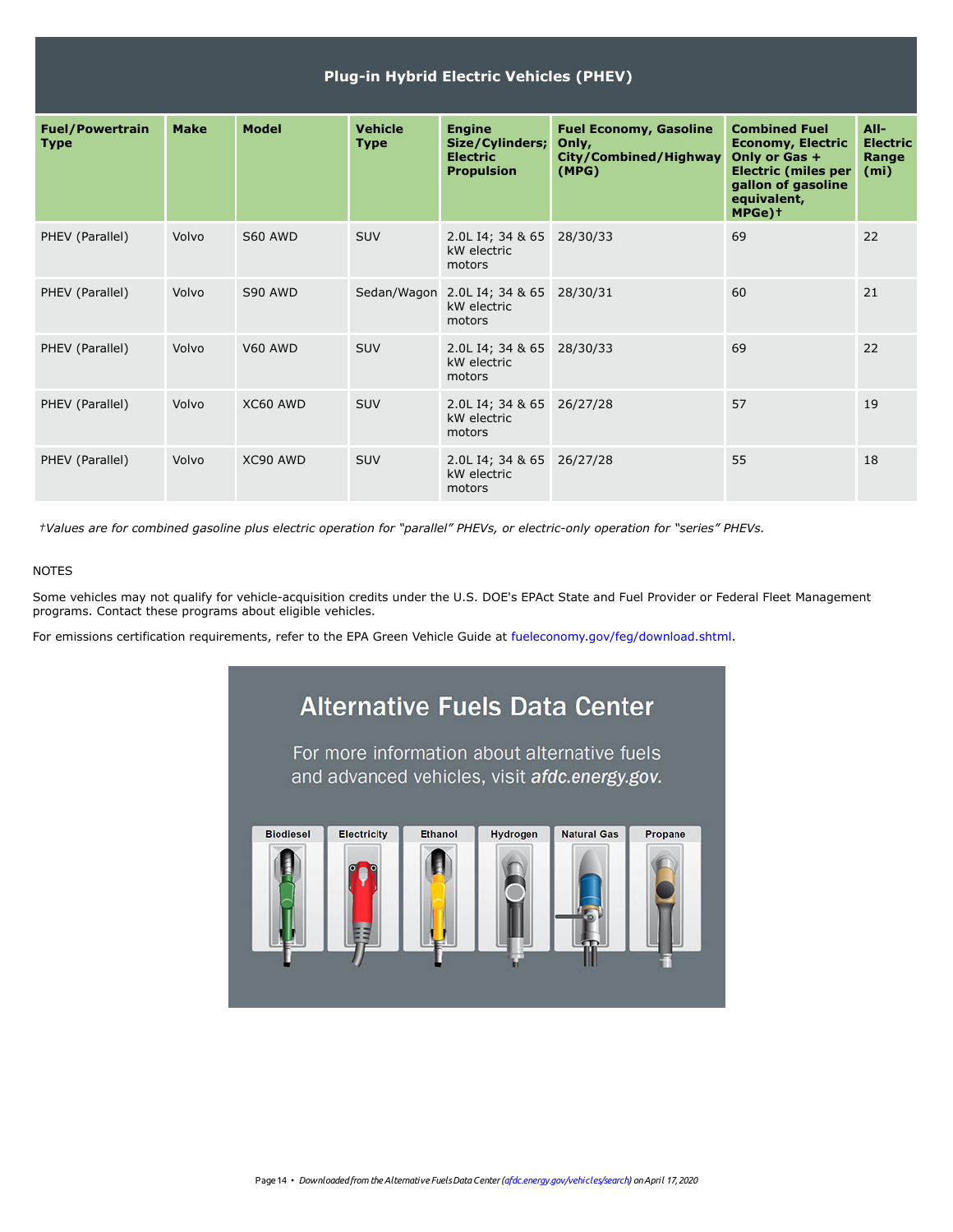## Plug-in Hybrid Electric Vehicles (PHEV)

| Fuel/Powertrain Type | Make | Model | Vehicle Type | Engine Size/Cylinders; Electric Propulsion | Fuel Economy, Gasoline Only, City/Combined/Highway (MPG) | Combined Fuel Economy, Electric Only or Gas + Electric (miles per gallon of gasoline equivalent, MPGe)† | All-Electric Range (mi) |
|---|---|---|---|---|---|---|---|
| PHEV (Parallel) | Volvo | S60 AWD | SUV | 2.0L I4; 34 & 65 kW electric motors | 28/30/33 | 69 | 22 |
| PHEV (Parallel) | Volvo | S90 AWD | Sedan/Wagon | 2.0L I4; 34 & 65 kW electric motors | 28/30/31 | 60 | 21 |
| PHEV (Parallel) | Volvo | V60 AWD | SUV | 2.0L I4; 34 & 65 kW electric motors | 28/30/33 | 69 | 22 |
| PHEV (Parallel) | Volvo | XC60 AWD | SUV | 2.0L I4; 34 & 65 kW electric motors | 26/27/28 | 57 | 19 |
| PHEV (Parallel) | Volvo | XC90 AWD | SUV | 2.0L I4; 34 & 65 kW electric motors | 26/27/28 | 55 | 18 |

*†Values are for combined gasoline plus electric operation for "parallel" PHEVs, or electric-only operation for "series" PHEVs.*

NOTES

Some vehicles may not qualify for vehicle-acquisition credits under the U.S. DOE's EPAct State and Fuel Provider or Federal Fleet Management programs. Contact these programs about eligible vehicles.

For emissions certification requirements, refer to the EPA Green Vehicle Guide at fueleconomy.gov/feg/download.shtml.

## Alternative Fuels Data Center

For more information about alternative fuels and advanced vehicles, visit ***afdc.energy.gov.***

Biodiesel Electricity Ethanol Hydrogen Natural Gas Propane